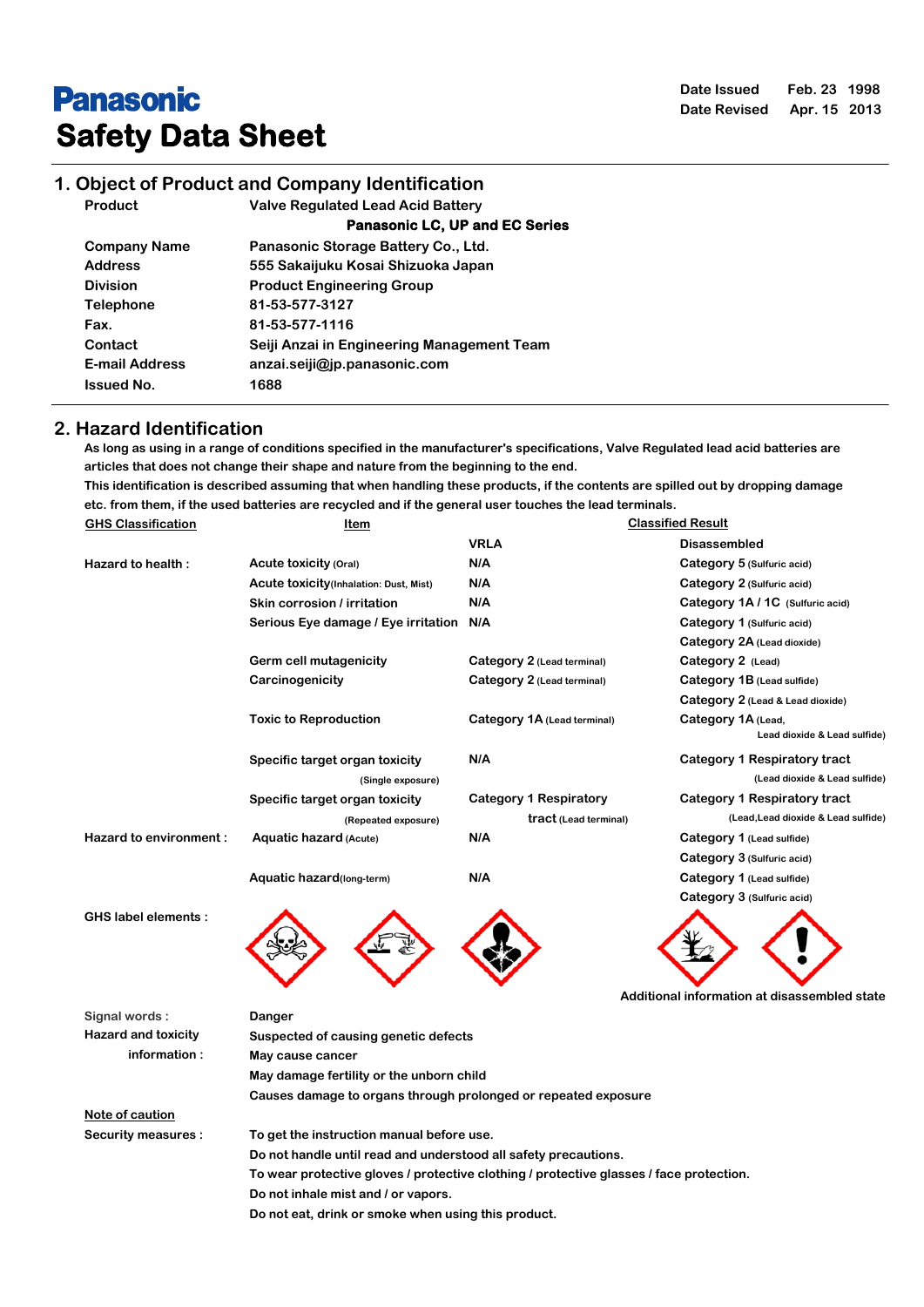# Panasonic

# Safety Data Sheet

Date Issued Feb. 23 1998
Date Revised Apr. 15 2013

## 1. Object of Product and Company Identification

| | |
|---|---|
| Product | Valve Regulated Lead Acid Battery |
| | **Panasonic LC, UP and EC Series** |
| Company Name | Panasonic Storage Battery Co., Ltd. |
| Address | 555 Sakaijuku Kosai Shizuoka Japan |
| Division | Product Engineering Group |
| Telephone | 81-53-577-3127 |
| Fax. | 81-53-577-1116 |
| Contact | Seiji Anzai in Engineering Management Team |
| E-mail Address | anzai.seiji@jp.panasonic.com |
| Issued No. | 1688 |

## 2. Hazard Identification

As long as using in a range of conditions specified in the manufacturer's specifications, Valve Regulated lead acid batteries are articles that does not change their shape and nature from the beginning to the end.
This identification is described assuming that when handling these products, if the contents are spilled out by dropping damage etc. from them, if the used batteries are recycled and if the general user touches the lead terminals.

| GHS Classification | Item | Classified Result: VRLA | Classified Result: Disassembled |
|---|---|---|---|
| Hazard to health : | Acute toxicity (Oral) | N/A | Category 5 (Sulfuric acid) |
| | Acute toxicity (Inhalation: Dust, Mist) | N/A | Category 2 (Sulfuric acid) |
| | Skin corrosion / irritation | N/A | Category 1A / 1C (Sulfuric acid) |
| | Serious Eye damage / Eye irritation | N/A | Category 1 (Sulfuric acid)<br>Category 2A (Lead dioxide) |
| | Germ cell mutagenicity | Category 2 (Lead terminal) | Category 2 (Lead) |
| | Carcinogenicity | Category 2 (Lead terminal) | Category 1B (Lead sulfide)<br>Category 2 (Lead & Lead dioxide) |
| | Toxic to Reproduction | Category 1A (Lead terminal) | Category 1A (Lead, Lead dioxide & Lead sulfide) |
| | Specific target organ toxicity (Single exposure) | N/A | Category 1 Respiratory tract (Lead dioxide & Lead sulfide) |
| | Specific target organ toxicity (Repeated exposure) | Category 1 Respiratory tract (Lead terminal) | Category 1 Respiratory tract (Lead, Lead dioxide & Lead sulfide) |
| Hazard to environment : | Aquatic hazard (Acute) | N/A | Category 1 (Lead sulfide)<br>Category 3 (Sulfuric acid) |
| | Aquatic hazard (long-term) | N/A | Category 1 (Lead sulfide)<br>Category 3 (Sulfuric acid) |

GHS label elements :

Additional information at disassembled state

| | |
|---|---|
| Signal words : | Danger |
| Hazard and toxicity information : | Suspected of causing genetic defects<br>May cause cancer<br>May damage fertility or the unborn child<br>Causes damage to organs through prolonged or repeated exposure |

Note of caution

Security measures :

- To get the instruction manual before use.
- Do not handle until read and understood all safety precautions.
- To wear protective gloves / protective clothing / protective glasses / face protection.
- Do not inhale mist and / or vapors.
- Do not eat, drink or smoke when using this product.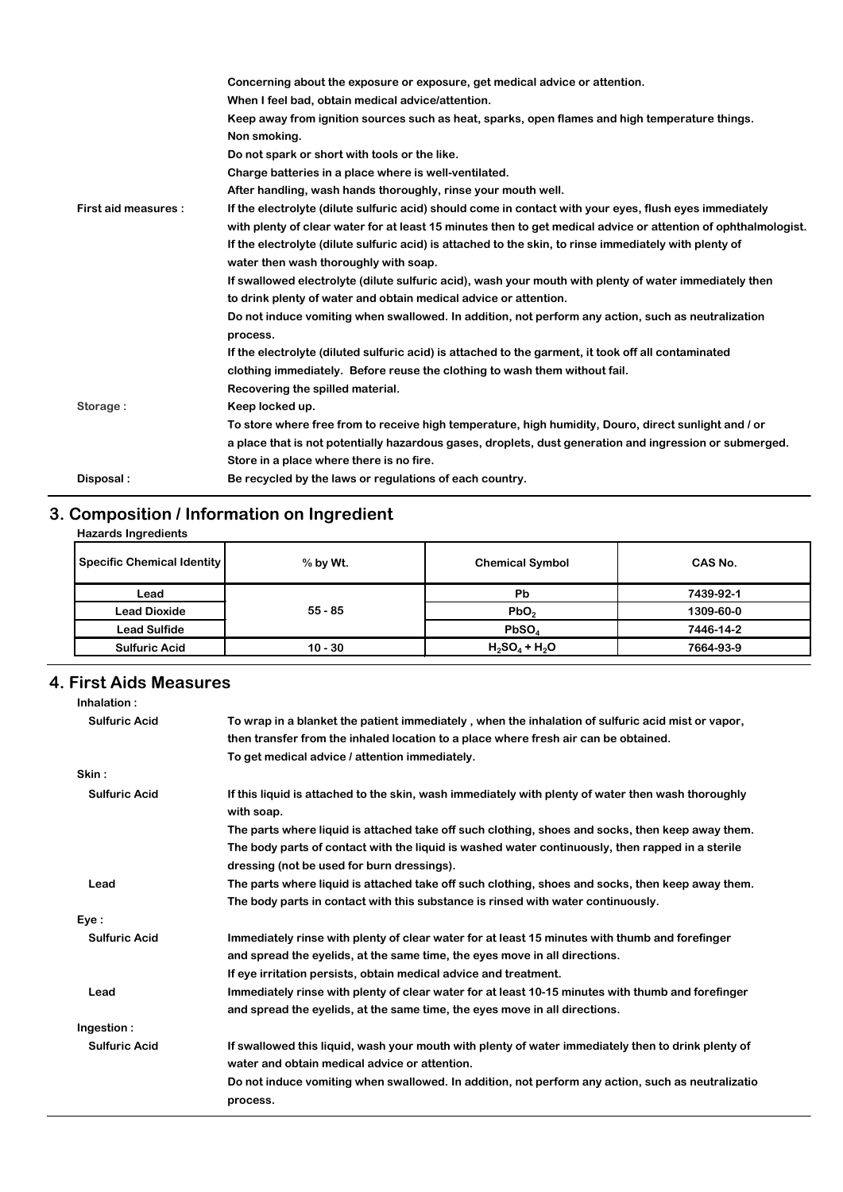| | |
|---|---|
| | Concerning about the exposure or exposure, get medical advice or attention. |
| | When I feel bad, obtain medical advice/attention. |
| | Keep away from ignition sources such as heat, sparks, open flames and high temperature things. |
| | Non smoking. |
| | Do not spark or short with tools or the like. |
| | Charge batteries in a place where is well-ventilated. |
| | After handling, wash hands thoroughly, rinse your mouth well. |
| **First aid measures :** | If the electrolyte (dilute sulfuric acid) should come in contact with your eyes, flush eyes immediately with plenty of clear water for at least 15 minutes then to get medical advice or attention of ophthalmologist. |
| | If the electrolyte (dilute sulfuric acid) is attached to the skin, to rinse immediately with plenty of water then wash thoroughly with soap. |
| | If swallowed electrolyte (dilute sulfuric acid), wash your mouth with plenty of water immediately then to drink plenty of water and obtain medical advice or attention. |
| | Do not induce vomiting when swallowed. In addition, not perform any action, such as neutralization process. |
| | If the electrolyte (diluted sulfuric acid) is attached to the garment, it took off all contaminated clothing immediately. Before reuse the clothing to wash them without fail. |
| | Recovering the spilled material. |
| **Storage :** | Keep locked up. |
| | To store where free from to receive high temperature, high humidity, Douro, direct sunlight and / or a place that is not potentially hazardous gases, droplets, dust generation and ingression or submerged. |
| | Store in a place where there is no fire. |
| **Disposal :** | Be recycled by the laws or regulations of each country. |

## 3. Composition / Information on Ingredient

**Hazards Ingredients**

| Specific Chemical Identity | % by Wt. | Chemical Symbol | CAS No. |
|---|---|---|---|
| Lead | 55 - 85 | $Pb$ | 7439-92-1 |
| Lead Dioxide | | $PbO_2$ | 1309-60-0 |
| Lead Sulfide | | $PbSO_4$ | 7446-14-2 |
| Sulfuric Acid | 10 - 30 | $H_2SO_4 + H_2O$ | 7664-93-9 |

## 4. First Aids Measures

**Inhalation :**

| | |
|---|---|
| **Sulfuric Acid** | To wrap in a blanket the patient immediately , when the inhalation of sulfuric acid mist or vapor, then transfer from the inhaled location to a place where fresh air can be obtained. |
| | To get medical advice / attention immediately. |

**Skin :**

| | |
|---|---|
| **Sulfuric Acid** | If this liquid is attached to the skin, wash immediately with plenty of water then wash thoroughly with soap. |
| | The parts where liquid is attached take off such clothing, shoes and socks, then keep away them. |
| | The body parts of contact with the liquid is washed water continuously, then rapped in a sterile dressing (not be used for burn dressings). |
| **Lead** | The parts where liquid is attached take off such clothing, shoes and socks, then keep away them. |
| | The body parts in contact with this substance is rinsed with water continuously. |

**Eye :**

| | |
|---|---|
| **Sulfuric Acid** | Immediately rinse with plenty of clear water for at least 15 minutes with thumb and forefinger and spread the eyelids, at the same time, the eyes move in all directions. |
| | If eye irritation persists, obtain medical advice and treatment. |
| **Lead** | Immediately rinse with plenty of clear water for at least 10-15 minutes with thumb and forefinger and spread the eyelids, at the same time, the eyes move in all directions. |

**Ingestion :**

| | |
|---|---|
| **Sulfuric Acid** | If swallowed this liquid, wash your mouth with plenty of water immediately then to drink plenty of water and obtain medical advice or attention. |
| | Do not induce vomiting when swallowed. In addition, not perform any action, such as neutralizatio process. |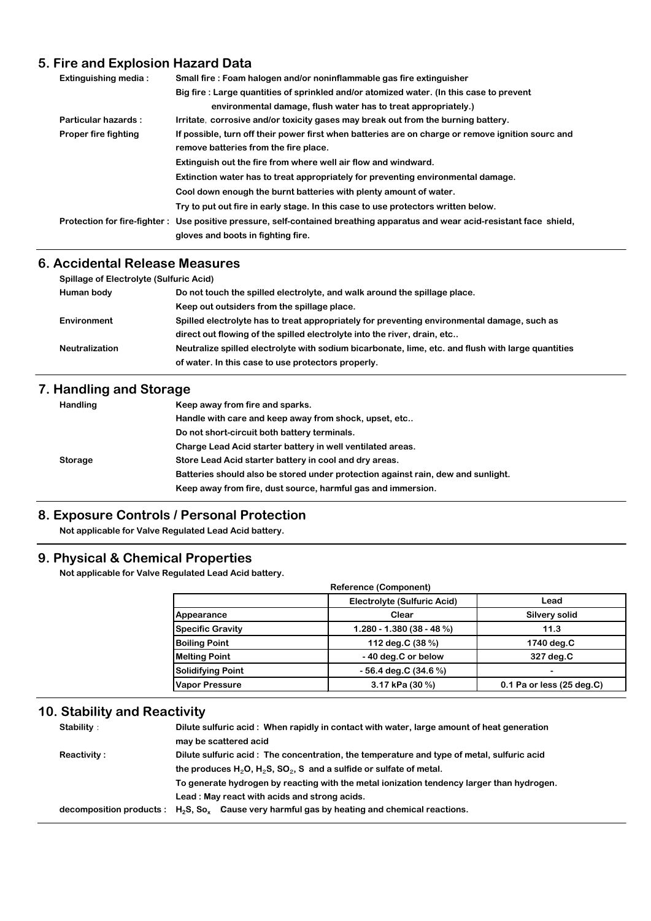## 5. Fire and Explosion Hazard Data

**Extinguishing media :** Small fire : Foam halogen and/or noninflammable gas fire extinguisher

Big fire : Large quantities of sprinkled and/or atomized water. (In this case to prevent environmental damage, flush water has to treat appropriately.)

**Particular hazards :** Irritate, corrosive and/or toxicity gases may break out from the burning battery.

**Proper fire fighting** If possible, turn off their power first when batteries are on charge or remove ignition sourc and remove batteries from the fire place.

Extinguish out the fire from where well air flow and windward.

Extinction water has to treat appropriately for preventing environmental damage.

Cool down enough the burnt batteries with plenty amount of water.

Try to put out fire in early stage. In this case to use protectors written below.

**Protection for fire-fighter :** Use positive pressure, self-contained breathing apparatus and wear acid-resistant face shield, gloves and boots in fighting fire.

## 6. Accidental Release Measures

**Spillage of Electrolyte (Sulfuric Acid)**

**Human body** Do not touch the spilled electrolyte, and walk around the spillage place.

Keep out outsiders from the spillage place.

**Environment** Spilled electrolyte has to treat appropriately for preventing environmental damage, such as direct out flowing of the spilled electrolyte into the river, drain, etc..

**Neutralization** Neutralize spilled electrolyte with sodium bicarbonate, lime, etc. and flush with large quantities of water. In this case to use protectors properly.

## 7. Handling and Storage

**Handling** Keep away from fire and sparks.

Handle with care and keep away from shock, upset, etc..

Do not short-circuit both battery terminals.

Charge Lead Acid starter battery in well ventilated areas.

**Storage** Store Lead Acid starter battery in cool and dry areas.

Batteries should also be stored under protection against rain, dew and sunlight.

Keep away from fire, dust source, harmful gas and immersion.

## 8. Exposure Controls / Personal Protection

Not applicable for Valve Regulated Lead Acid battery.

## 9. Physical & Chemical Properties

Not applicable for Valve Regulated Lead Acid battery.

Reference (Component)

| | Electrolyte (Sulfuric Acid) | Lead |
|---|---|---|
| Appearance | Clear | Silvery solid |
| Specific Gravity | 1.280 - 1.380 (38 - 48 %) | 11.3 |
| Boiling Point | 112 deg.C (38 %) | 1740 deg.C |
| Melting Point | - 40 deg.C or below | 327 deg.C |
| Solidifying Point | - 56.4 deg.C (34.6 %) | - |
| Vapor Pressure | 3.17 kPa (30 %) | 0.1 Pa or less (25 deg.C) |

## 10. Stability and Reactivity

**Stability :** Dilute sulfuric acid : When rapidly in contact with water, large amount of heat generation may be scattered acid

**Reactivity :** Dilute sulfuric acid : The concentration, the temperature and type of metal, sulfuric acid the produces $H_2O$, $H_2S$, $SO_2$, S and a sulfide or sulfate of metal.

To generate hydrogen by reacting with the metal ionization tendency larger than hydrogen.

Lead : May react with acids and strong acids.

**decomposition products :** $H_2S$, $So_x$ Cause very harmful gas by heating and chemical reactions.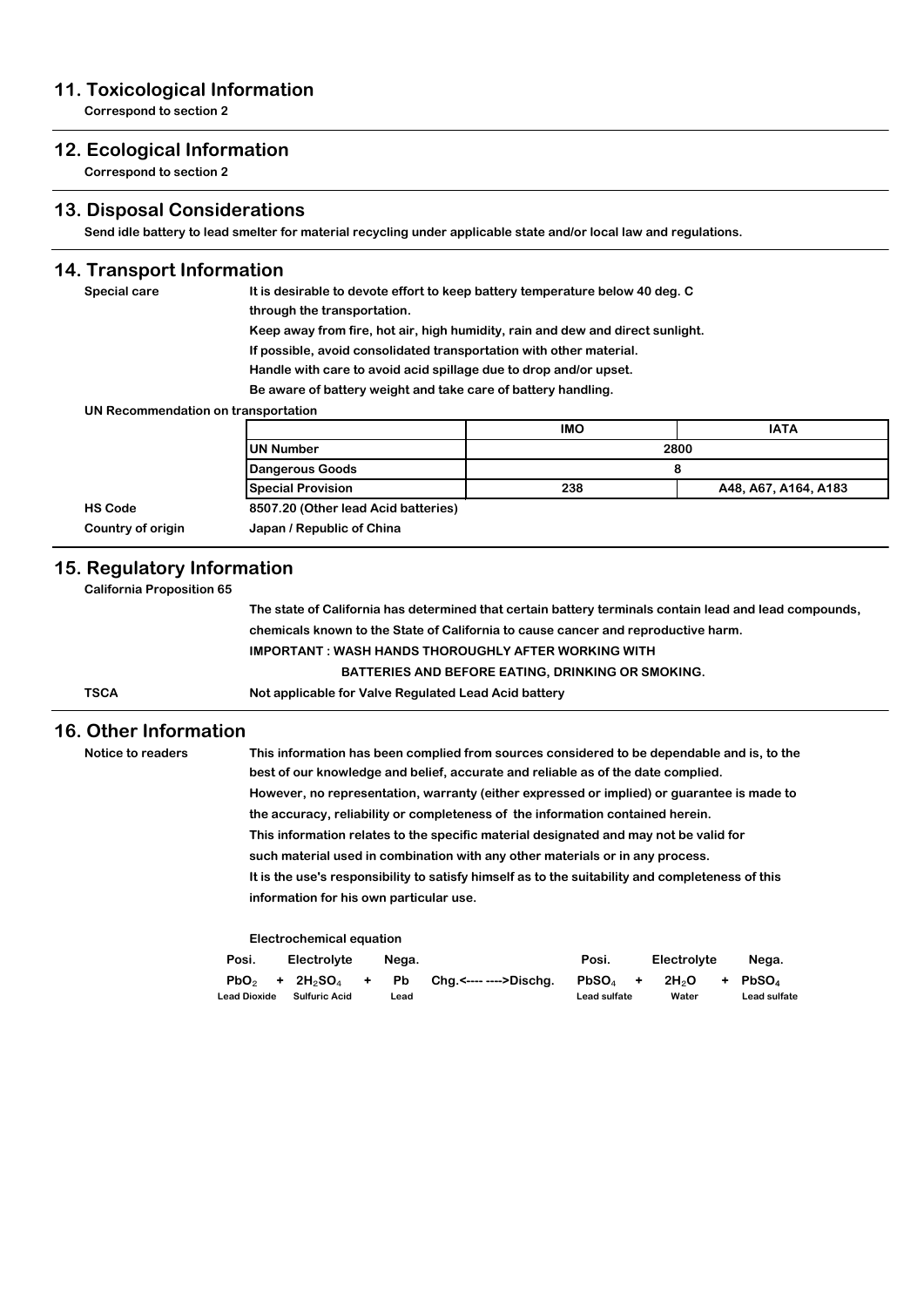## 11. Toxicological Information

**Correspond to section 2**

## 12. Ecological Information

**Correspond to section 2**

## 13. Disposal Considerations

**Send idle battery to lead smelter for material recycling under applicable state and/or local law and regulations.**

## 14. Transport Information

**Special care**

It is desirable to devote effort to keep battery temperature below 40 deg. C through the transportation.

Keep away from fire, hot air, high humidity, rain and dew and direct sunlight.

If possible, avoid consolidated transportation with other material.

Handle with care to avoid acid spillage due to drop and/or upset.

Be aware of battery weight and take care of battery handling.

**UN Recommendation on transportation**

| | IMO | IATA |
|---|---|---|
| UN Number | 2800 | |
| Dangerous Goods | 8 | |
| Special Provision | 238 | A48, A67, A164, A183 |

**HS Code**: 8507.20 (Other lead Acid batteries)

**Country of origin**: Japan / Republic of China

## 15. Regulatory Information

**California Proposition 65**

The state of California has determined that certain battery terminals contain lead and lead compounds, chemicals known to the State of California to cause cancer and reproductive harm.

IMPORTANT : WASH HANDS THOROUGHLY AFTER WORKING WITH BATTERIES AND BEFORE EATING, DRINKING OR SMOKING.

**TSCA**: Not applicable for Valve Regulated Lead Acid battery

## 16. Other Information

**Notice to readers**

This information has been complied from sources considered to be dependable and is, to the best of our knowledge and belief, accurate and reliable as of the date complied.

However, no representation, warranty (either expressed or implied) or guarantee is made to the accuracy, reliability or completeness of the information contained herein.

This information relates to the specific material designated and may not be valid for such material used in combination with any other materials or in any process.

It is the use's responsibility to satisfy himself as to the suitability and completeness of this information for his own particular use.

**Electrochemical equation**

| Posi. | Electrolyte | Nega. | | Posi. | Electrolyte | Nega. |
|---|---|---|---|---|---|---|
| $PbO_2$ + | $2H_2SO_4$ + | Pb | Chg.<---- ---->Dischg. | $PbSO_4$ + | $2H_2O$ + | $PbSO_4$ |
| Lead Dioxide | Sulfuric Acid | Lead | | Lead sulfate | Water | Lead sulfate |